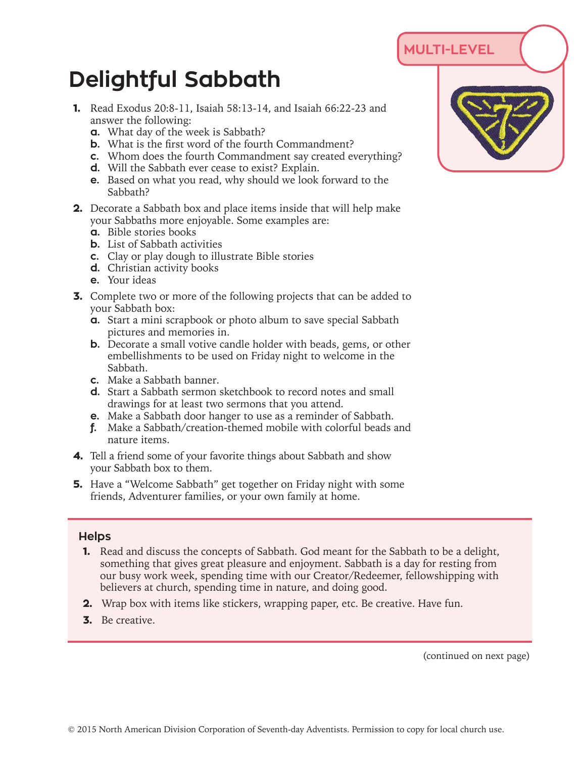MULTI-LEVEL

# Delightful Sabbath

1. Read Exodus 20:8-11, Isaiah 58:13-14, and Isaiah 66:22-23 and answer the following:
   a. What day of the week is Sabbath?
   b. What is the first word of the fourth Commandment?
   c. Whom does the fourth Commandment say created everything?
   d. Will the Sabbath ever cease to exist? Explain.
   e. Based on what you read, why should we look forward to the Sabbath?
2. Decorate a Sabbath box and place items inside that will help make your Sabbaths more enjoyable. Some examples are:
   a. Bible stories books
   b. List of Sabbath activities
   c. Clay or play dough to illustrate Bible stories
   d. Christian activity books
   e. Your ideas
3. Complete two or more of the following projects that can be added to your Sabbath box:
   a. Start a mini scrapbook or photo album to save special Sabbath pictures and memories in.
   b. Decorate a small votive candle holder with beads, gems, or other embellishments to be used on Friday night to welcome in the Sabbath.
   c. Make a Sabbath banner.
   d. Start a Sabbath sermon sketchbook to record notes and small drawings for at least two sermons that you attend.
   e. Make a Sabbath door hanger to use as a reminder of Sabbath.
   f. Make a Sabbath/creation-themed mobile with colorful beads and nature items.
4. Tell a friend some of your favorite things about Sabbath and show your Sabbath box to them.
5. Have a "Welcome Sabbath" get together on Friday night with some friends, Adventurer families, or your own family at home.

### Helps

1. Read and discuss the concepts of Sabbath. God meant for the Sabbath to be a delight, something that gives great pleasure and enjoyment. Sabbath is a day for resting from our busy work week, spending time with our Creator/Redeemer, fellowshipping with believers at church, spending time in nature, and doing good.
2. Wrap box with items like stickers, wrapping paper, etc. Be creative. Have fun.
3. Be creative.

(continued on next page)

© 2015 North American Division Corporation of Seventh-day Adventists. Permission to copy for local church use.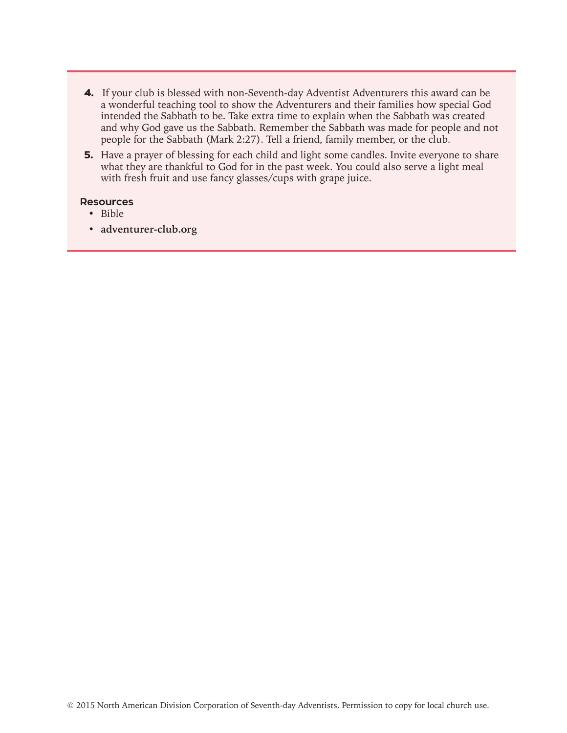4. If your club is blessed with non-Seventh-day Adventist Adventurers this award can be a wonderful teaching tool to show the Adventurers and their families how special God intended the Sabbath to be. Take extra time to explain when the Sabbath was created and why God gave us the Sabbath. Remember the Sabbath was made for people and not people for the Sabbath (Mark 2:27). Tell a friend, family member, or the club.
5. Have a prayer of blessing for each child and light some candles. Invite everyone to share what they are thankful to God for in the past week. You could also serve a light meal with fresh fruit and use fancy glasses/cups with grape juice.

**Resources**

- Bible
- **adventurer-club.org**

© 2015 North American Division Corporation of Seventh-day Adventists. Permission to copy for local church use.